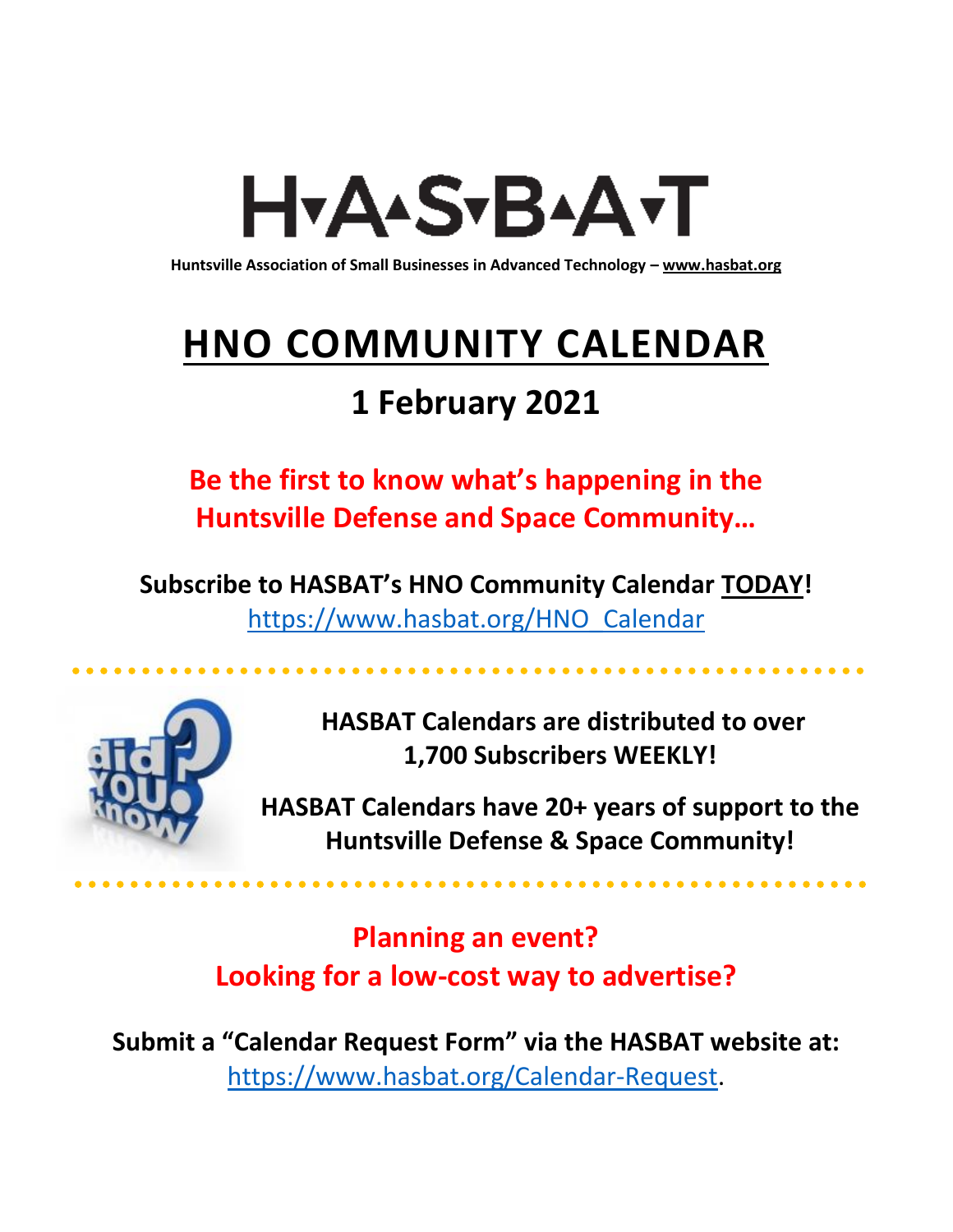# H▾A▴S▾B▴A▾T

**Huntsville Association of Small Businesses in Advanced Technology – www.hasbat.org**

# HNO COMMUNITY CALENDAR

## 1 February 2021

**Be the first to know what's happening in the Huntsville Defense and Space Community…**

**Subscribe to HASBAT's HNO Community Calendar TODAY!**
https://www.hasbat.org/HNO_Calendar

**HASBAT Calendars are distributed to over 1,700 Subscribers WEEKLY!**

**HASBAT Calendars have 20+ years of support to the Huntsville Defense & Space Community!**

**Planning an event?**
**Looking for a low-cost way to advertise?**

**Submit a "Calendar Request Form" via the HASBAT website at:**
https://www.hasbat.org/Calendar-Request.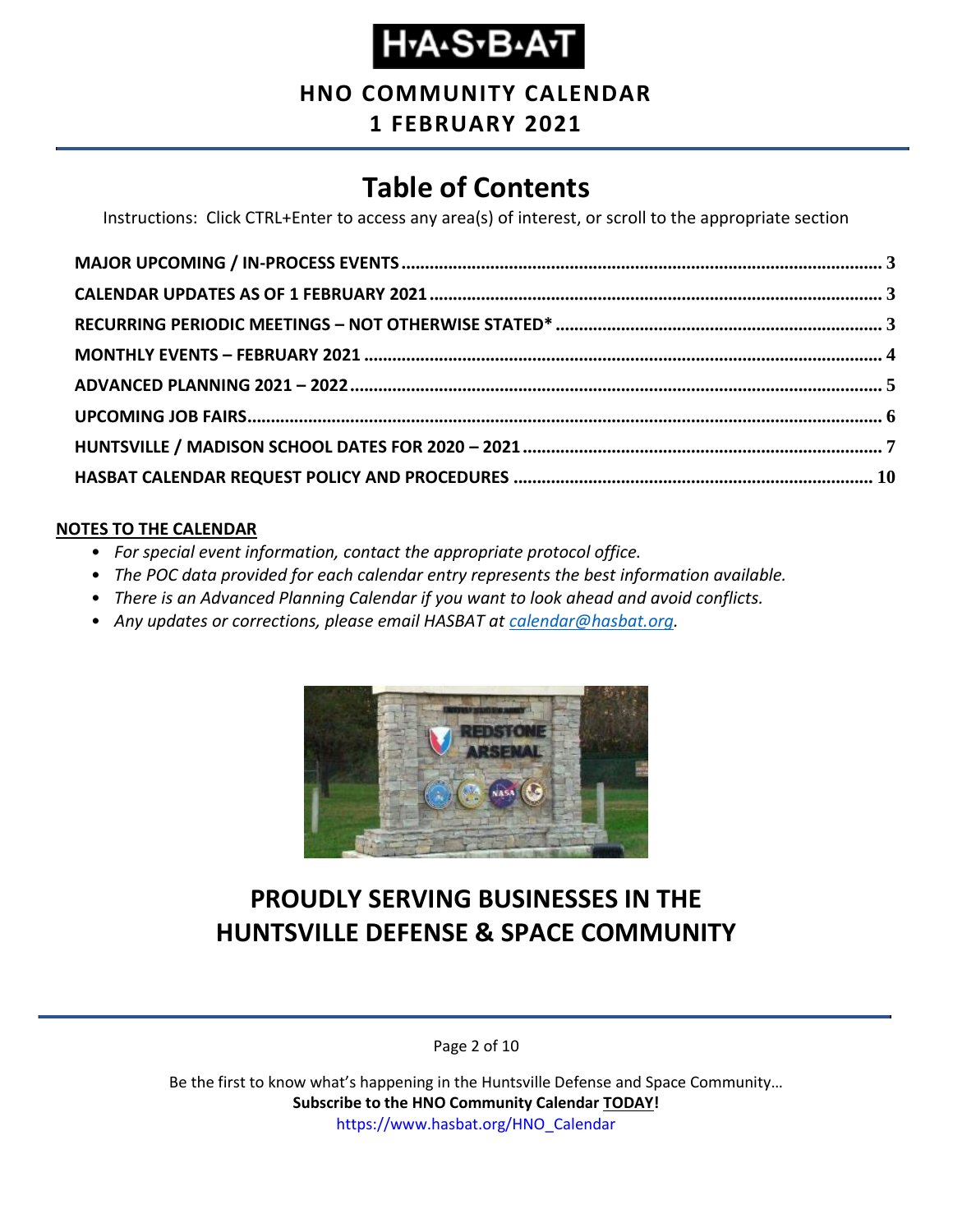# H·A·S·B·A·T

**HNO COMMUNITY CALENDAR**

**1 FEBRUARY 2021**

## Table of Contents

Instructions: Click CTRL+Enter to access any area(s) of interest, or scroll to the appropriate section

- **MAJOR UPCOMING / IN-PROCESS EVENTS** ..... 3
- **CALENDAR UPDATES AS OF 1 FEBRUARY 2021** ..... 3
- **RECURRING PERIODIC MEETINGS – NOT OTHERWISE STATED*** ..... 3
- **MONTHLY EVENTS – FEBRUARY 2021** ..... 4
- **ADVANCED PLANNING 2021 – 2022** ..... 5
- **UPCOMING JOB FAIRS** ..... 6
- **HUNTSVILLE / MADISON SCHOOL DATES FOR 2020 – 2021** ..... 7
- **HASBAT CALENDAR REQUEST POLICY AND PROCEDURES** ..... 10

**NOTES TO THE CALENDAR**

- *For special event information, contact the appropriate protocol office.*
- *The POC data provided for each calendar entry represents the best information available.*
- *There is an Advanced Planning Calendar if you want to look ahead and avoid conflicts.*
- *Any updates or corrections, please email HASBAT at calendar@hasbat.org.*

## PROUDLY SERVING BUSINESSES IN THE HUNTSVILLE DEFENSE & SPACE COMMUNITY

Be the first to know what's happening in the Huntsville Defense and Space Community…
**Subscribe to the HNO Community Calendar TODAY!**
https://www.hasbat.org/HNO_Calendar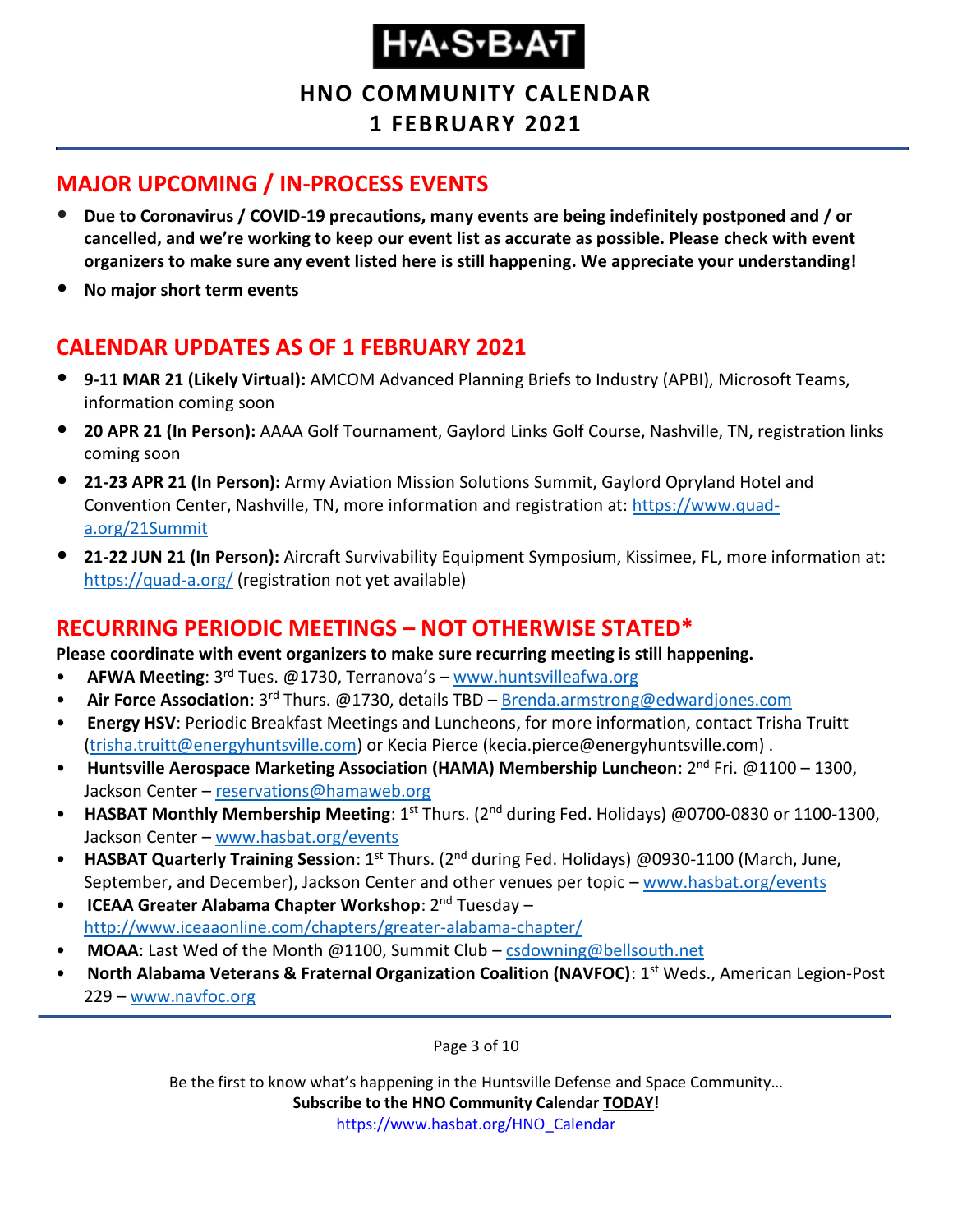# H·A·S·B·A·T

## HNO COMMUNITY CALENDAR
## 1 FEBRUARY 2021

## MAJOR UPCOMING / IN-PROCESS EVENTS

- **Due to Coronavirus / COVID-19 precautions, many events are being indefinitely postponed and / or cancelled, and we're working to keep our event list as accurate as possible. Please check with event organizers to make sure any event listed here is still happening. We appreciate your understanding!**
- **No major short term events**

## CALENDAR UPDATES AS OF 1 FEBRUARY 2021

- **9-11 MAR 21 (Likely Virtual):** AMCOM Advanced Planning Briefs to Industry (APBI), Microsoft Teams, information coming soon
- **20 APR 21 (In Person):** AAAA Golf Tournament, Gaylord Links Golf Course, Nashville, TN, registration links coming soon
- **21-23 APR 21 (In Person):** Army Aviation Mission Solutions Summit, Gaylord Opryland Hotel and Convention Center, Nashville, TN, more information and registration at: https://www.quad-a.org/21Summit
- **21-22 JUN 21 (In Person):** Aircraft Survivability Equipment Symposium, Kissimee, FL, more information at: https://quad-a.org/ (registration not yet available)

## RECURRING PERIODIC MEETINGS – NOT OTHERWISE STATED*

**Please coordinate with event organizers to make sure recurring meeting is still happening.**

- **AFWA Meeting**: 3rd Tues. @1730, Terranova's – www.huntsvilleafwa.org
- **Air Force Association**: 3rd Thurs. @1730, details TBD – Brenda.armstrong@edwardjones.com
- **Energy HSV**: Periodic Breakfast Meetings and Luncheons, for more information, contact Trisha Truitt (trisha.truitt@energyhuntsville.com) or Kecia Pierce (kecia.pierce@energyhuntsville.com) .
- **Huntsville Aerospace Marketing Association (HAMA) Membership Luncheon**: 2nd Fri. @1100 – 1300, Jackson Center – reservations@hamaweb.org
- **HASBAT Monthly Membership Meeting**: 1st Thurs. (2nd during Fed. Holidays) @0700-0830 or 1100-1300, Jackson Center – www.hasbat.org/events
- **HASBAT Quarterly Training Session**: 1st Thurs. (2nd during Fed. Holidays) @0930-1100 (March, June, September, and December), Jackson Center and other venues per topic – www.hasbat.org/events
- **ICEAA Greater Alabama Chapter Workshop**: 2nd Tuesday – http://www.iceaaonline.com/chapters/greater-alabama-chapter/
- **MOAA**: Last Wed of the Month @1100, Summit Club – csdowning@bellsouth.net
- **North Alabama Veterans & Fraternal Organization Coalition (NAVFOC)**: 1st Weds., American Legion-Post 229 – www.navfoc.org

Be the first to know what's happening in the Huntsville Defense and Space Community…
**Subscribe to the HNO Community Calendar TODAY!**
https://www.hasbat.org/HNO_Calendar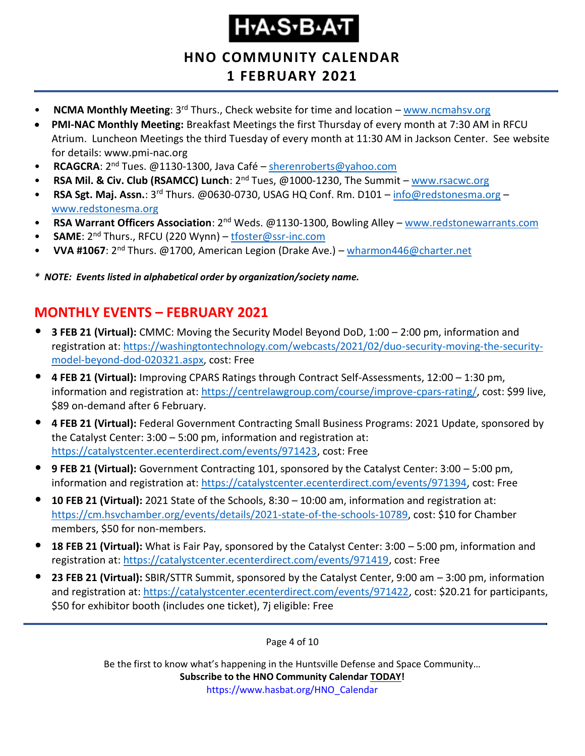- **NCMA Monthly Meeting**: 3rd Thurs., Check website for time and location – www.ncmahsv.org
- **PMI-NAC Monthly Meeting:** Breakfast Meetings the first Thursday of every month at 7:30 AM in RFCU Atrium. Luncheon Meetings the third Tuesday of every month at 11:30 AM in Jackson Center. See website for details: www.pmi-nac.org
- **RCAGCRA**: 2nd Tues. @1130-1300, Java Café – sherenroberts@yahoo.com
- **RSA Mil. & Civ. Club (RSAMCC) Lunch**: 2nd Tues, @1000-1230, The Summit – www.rsacwc.org
- **RSA Sgt. Maj. Assn.**: 3rd Thurs. @0630-0730, USAG HQ Conf. Rm. D101 – info@redstonesma.org – www.redstonesma.org
- **RSA Warrant Officers Association**: 2nd Weds. @1130-1300, Bowling Alley – www.redstonewarrants.com
- **SAME**: 2nd Thurs., RFCU (220 Wynn) – tfoster@ssr-inc.com
- **VVA #1067**: 2nd Thurs. @1700, American Legion (Drake Ave.) – wharmon446@charter.net

***** *NOTE: Events listed in alphabetical order by organization/society name.***

## MONTHLY EVENTS – FEBRUARY 2021

- **3 FEB 21 (Virtual):** CMMC: Moving the Security Model Beyond DoD, 1:00 – 2:00 pm, information and registration at: https://washingtontechnology.com/webcasts/2021/02/duo-security-moving-the-security-model-beyond-dod-020321.aspx, cost: Free
- **4 FEB 21 (Virtual):** Improving CPARS Ratings through Contract Self-Assessments, 12:00 – 1:30 pm, information and registration at: https://centrelawgroup.com/course/improve-cpars-rating/, cost: $99 live, $89 on-demand after 6 February.
- **4 FEB 21 (Virtual):** Federal Government Contracting Small Business Programs: 2021 Update, sponsored by the Catalyst Center: 3:00 – 5:00 pm, information and registration at: https://catalystcenter.ecenterdirect.com/events/971423, cost: Free
- **9 FEB 21 (Virtual):** Government Contracting 101, sponsored by the Catalyst Center: 3:00 – 5:00 pm, information and registration at: https://catalystcenter.ecenterdirect.com/events/971394, cost: Free
- **10 FEB 21 (Virtual):** 2021 State of the Schools, 8:30 – 10:00 am, information and registration at: https://cm.hsvchamber.org/events/details/2021-state-of-the-schools-10789, cost: $10 for Chamber members, $50 for non-members.
- **18 FEB 21 (Virtual):** What is Fair Pay, sponsored by the Catalyst Center: 3:00 – 5:00 pm, information and registration at: https://catalystcenter.ecenterdirect.com/events/971419, cost: Free
- **23 FEB 21 (Virtual):** SBIR/STTR Summit, sponsored by the Catalyst Center, 9:00 am – 3:00 pm, information and registration at: https://catalystcenter.ecenterdirect.com/events/971422, cost: $20.21 for participants, $50 for exhibitor booth (includes one ticket), 7j eligible: Free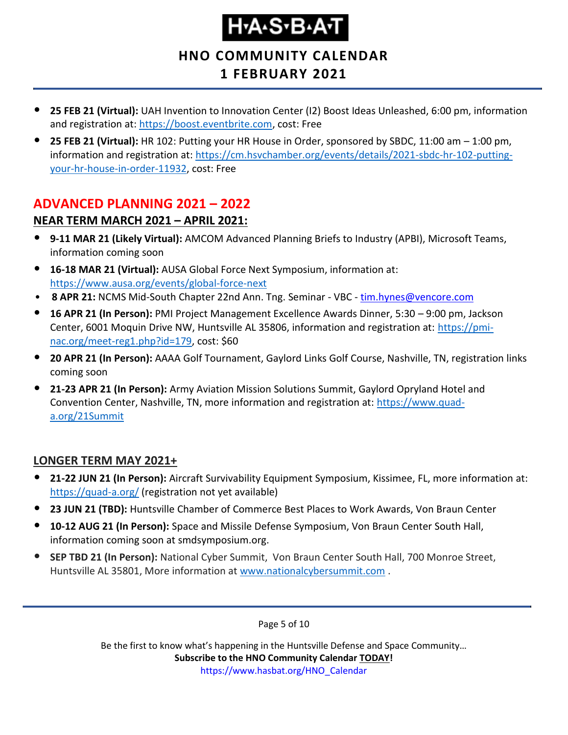- **25 FEB 21 (Virtual):** UAH Invention to Innovation Center (I2) Boost Ideas Unleashed, 6:00 pm, information and registration at: https://boost.eventbrite.com, cost: Free
- **25 FEB 21 (Virtual):** HR 102: Putting your HR House in Order, sponsored by SBDC, 11:00 am – 1:00 pm, information and registration at: https://cm.hsvchamber.org/events/details/2021-sbdc-hr-102-putting-your-hr-house-in-order-11932, cost: Free

## ADVANCED PLANNING 2021 – 2022

### NEAR TERM MARCH 2021 – APRIL 2021:

- **9-11 MAR 21 (Likely Virtual):** AMCOM Advanced Planning Briefs to Industry (APBI), Microsoft Teams, information coming soon
- **16-18 MAR 21 (Virtual):** AUSA Global Force Next Symposium, information at: https://www.ausa.org/events/global-force-next
- **8 APR 21:** NCMS Mid-South Chapter 22nd Ann. Tng. Seminar - VBC - tim.hynes@vencore.com
- **16 APR 21 (In Person):** PMI Project Management Excellence Awards Dinner, 5:30 – 9:00 pm, Jackson Center, 6001 Moquin Drive NW, Huntsville AL 35806, information and registration at: https://pmi-nac.org/meet-reg1.php?id=179, cost: $60
- **20 APR 21 (In Person):** AAAA Golf Tournament, Gaylord Links Golf Course, Nashville, TN, registration links coming soon
- **21-23 APR 21 (In Person):** Army Aviation Mission Solutions Summit, Gaylord Opryland Hotel and Convention Center, Nashville, TN, more information and registration at: https://www.quad-a.org/21Summit

### LONGER TERM MAY 2021+

- **21-22 JUN 21 (In Person):** Aircraft Survivability Equipment Symposium, Kissimee, FL, more information at: https://quad-a.org/ (registration not yet available)
- **23 JUN 21 (TBD):** Huntsville Chamber of Commerce Best Places to Work Awards, Von Braun Center
- **10-12 AUG 21 (In Person):** Space and Missile Defense Symposium, Von Braun Center South Hall, information coming soon at smdsymposium.org.
- **SEP TBD 21 (In Person):** National Cyber Summit, Von Braun Center South Hall, 700 Monroe Street, Huntsville AL 35801, More information at www.nationalcybersummit.com .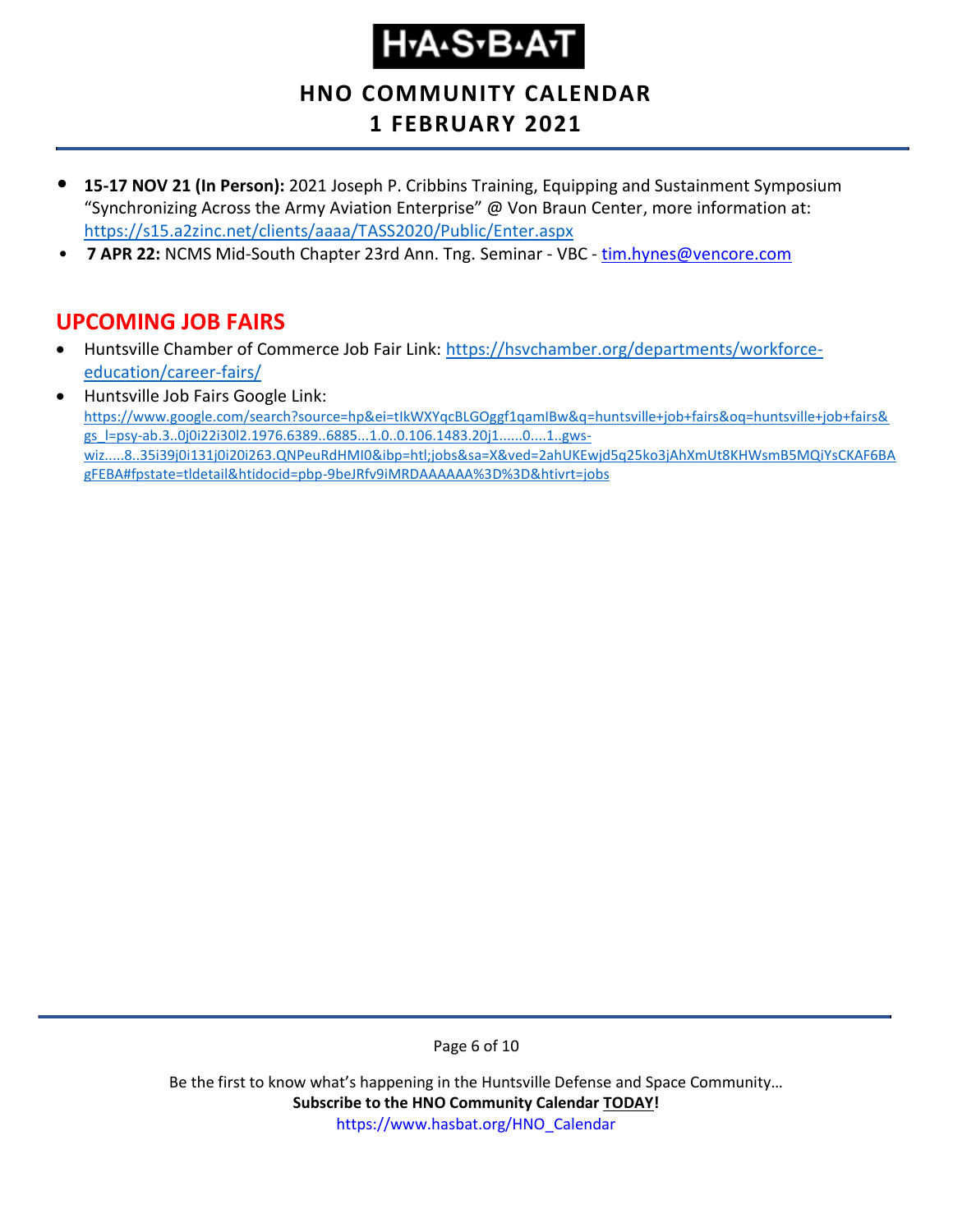- **15-17 NOV 21 (In Person):** 2021 Joseph P. Cribbins Training, Equipping and Sustainment Symposium "Synchronizing Across the Army Aviation Enterprise" @ Von Braun Center, more information at: https://s15.a2zinc.net/clients/aaaa/TASS2020/Public/Enter.aspx
- **7 APR 22:** NCMS Mid-South Chapter 23rd Ann. Tng. Seminar - VBC - tim.hynes@vencore.com

## UPCOMING JOB FAIRS

- Huntsville Chamber of Commerce Job Fair Link: https://hsvchamber.org/departments/workforce-education/career-fairs/
- Huntsville Job Fairs Google Link: https://www.google.com/search?source=hp&ei=tIkWXYqcBLGOggf1qamIBw&q=huntsville+job+fairs&oq=huntsville+job+fairs&gs_l=psy-ab.3..0j0i22i30l2.1976.6389..6885...1.0..0.106.1483.20j1......0....1..gws-wiz.....8..35i39j0i131j0i20i263.QNPeuRdHMI0&ibp=htl;jobs&sa=X&ved=2ahUKEwjd5q25ko3jAhXmUt8KHWsmB5MQiYsCKAF6BAgFEBA#fpstate=tldetail&htidocid=pbp-9beJRfv9iMRDAAAAAA%3D%3D&htivrt=jobs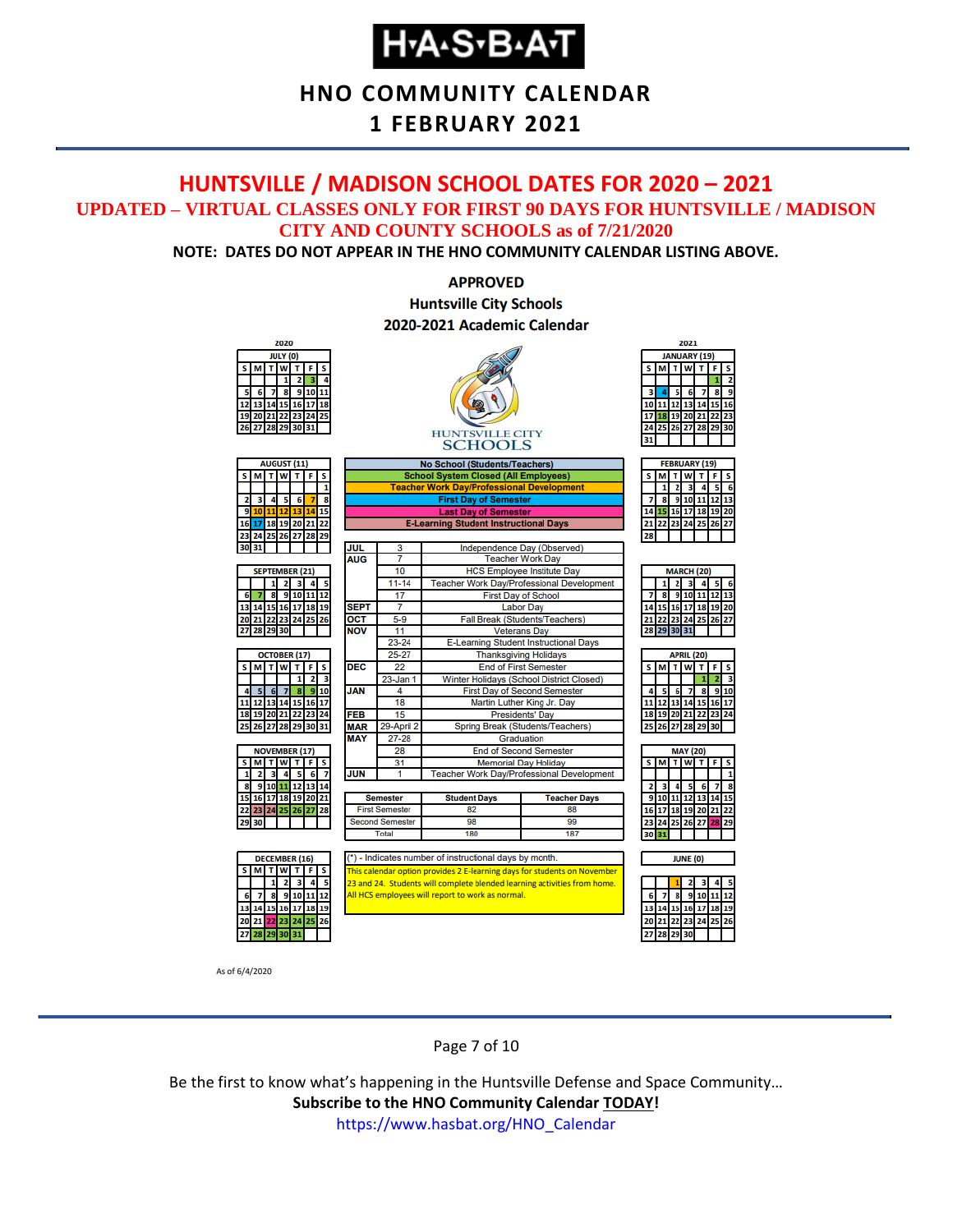# HNO COMMUNITY CALENDAR

## 1 FEBRUARY 2021

## HUNTSVILLE / MADISON SCHOOL DATES FOR 2020 – 2021

**UPDATED – VIRTUAL CLASSES ONLY FOR FIRST 90 DAYS FOR HUNTSVILLE / MADISON CITY AND COUNTY SCHOOLS as of 7/21/2020**

**NOTE: DATES DO NOT APPEAR IN THE HNO COMMUNITY CALENDAR LISTING ABOVE.**

**APPROVED**
**Huntsville City Schools**
**2020-2021 Academic Calendar**

HUNTSVILLE CITY SCHOOLS

**Legend:**
- No School (Students/Teachers)
- School System Closed (All Employees)
- Teacher Work Day/Professional Development
- First Day of Semester
- Last Day of Semester
- E-Learning Student Instructional Days

| Month | Date | Event |
|---|---|---|
| JUL | 3 | Independence Day (Observed) |
| AUG | 7 | Teacher Work Day |
| | 10 | HCS Employee Institute Day |
| | 11-14 | Teacher Work Day/Professional Development |
| | 17 | First Day of School |
| SEPT | 7 | Labor Day |
| OCT | 5-9 | Fall Break (Students/Teachers) |
| NOV | 11 | Veterans Day |
| | 23-24 | E-Learning Student Instructional Days |
| | 25-27 | Thanksgiving Holidays |
| DEC | 22 | End of First Semester |
| | 23-Jan 1 | Winter Holidays (School District Closed) |
| JAN | 4 | First Day of Second Semester |
| | 18 | Martin Luther King Jr. Day |
| FEB | 15 | Presidents' Day |
| MAR | 29-April 2 | Spring Break (Students/Teachers) |
| MAY | 27-28 | Graduation |
| | 28 | End of Second Semester |
| | 31 | Memorial Day Holiday |
| JUN | 1 | Teacher Work Day/Professional Development |

| Semester | Student Days | Teacher Days |
|---|---|---|
| First Semester | 82 | 88 |
| Second Semester | 98 | 99 |
| Total | 180 | 187 |

(*) - Indicates number of instructional days by month.

This calendar option provides 2 E-learning days for students on November 23 and 24. Students will complete blended learning activities from home. All HCS employees will report to work as normal.

**2020**

| Month (instructional days) | Marked dates |
|---|---|
| JULY (0) | 3 |
| AUGUST (11) | 7, 10, 11, 12, 13, 14, 17 |
| SEPTEMBER (21) | 7 |
| OCTOBER (17) | 5, 6, 7, 8, 9 |
| NOVEMBER (17) | 11, 23, 24, 25, 26, 27 |
| DECEMBER (16) | 22, 23, 24, 25, 28, 29, 30, 31 |

**2021**

| Month (instructional days) | Marked dates |
|---|---|
| JANUARY (19) | 1, 4, 18 |
| FEBRUARY (19) | 15 |
| MARCH (20) | 29, 30, 31 |
| APRIL (20) | 1, 2 |
| MAY (20) | 28, 31 |
| JUNE (0) | 1 |

As of 6/4/2020

Be the first to know what's happening in the Huntsville Defense and Space Community…
**Subscribe to the HNO Community Calendar TODAY!**
https://www.hasbat.org/HNO_Calendar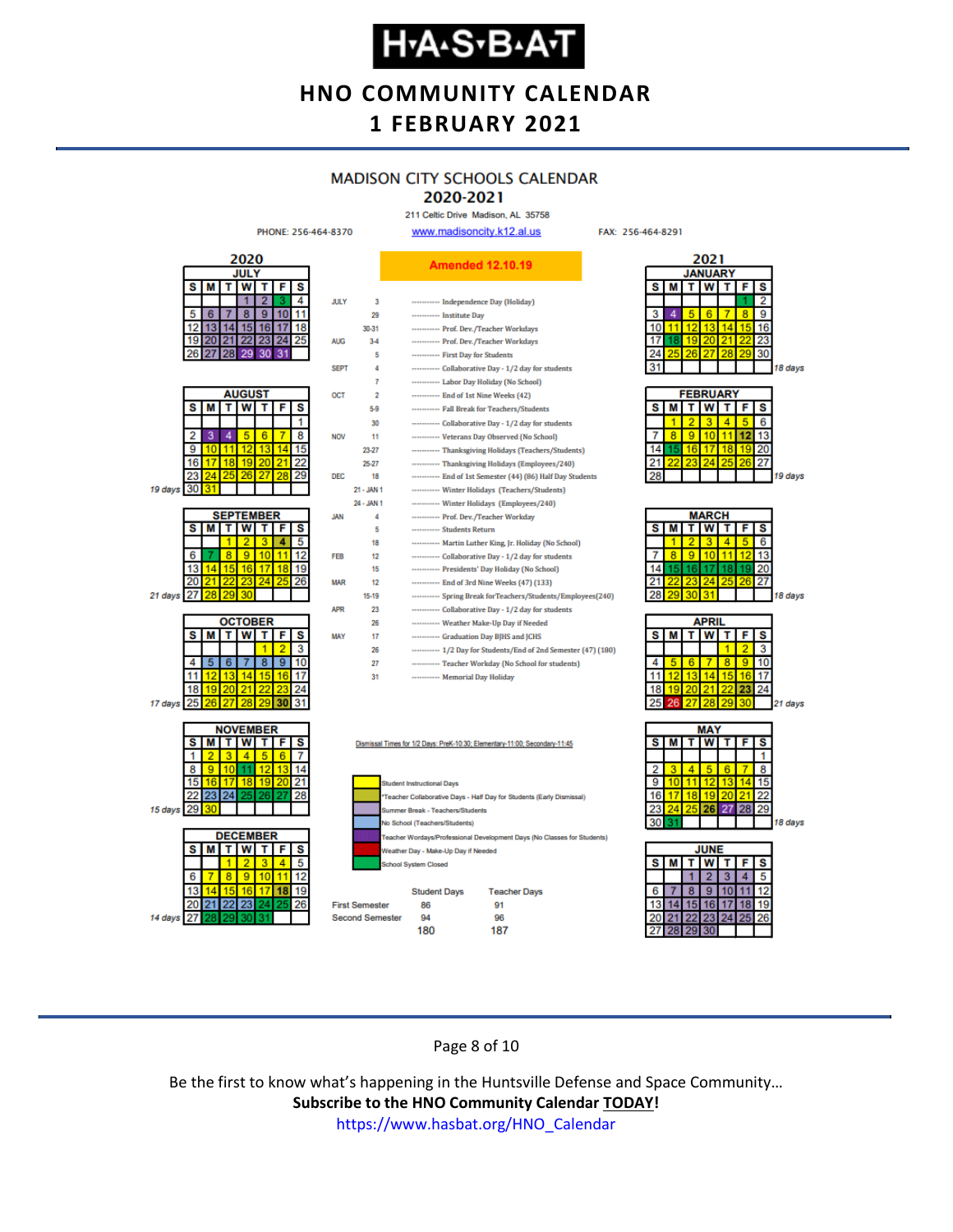# H·A·S·B·A·T

## HNO COMMUNITY CALENDAR
## 1 FEBRUARY 2021

### MADISON CITY SCHOOLS CALENDAR
### 2020-2021

211 Celtic Drive Madison, AL 35758

PHONE: 256-464-8370 www.madisoncity.k12.al.us FAX: 256-464-8291

**Amended 12.10.19**

| Month | Date | Event |
|---|---|---|
| JULY | 3 | Independence Day (Holiday) |
| | 29 | Institute Day |
| | 30-31 | Prof. Dev./Teacher Workdays |
| AUG | 3-4 | Prof. Dev./Teacher Workdays |
| | 5 | First Day for Students |
| SEPT | 4 | Collaborative Day - 1/2 day for students |
| | 7 | Labor Day Holiday (No School) |
| OCT | 2 | End of 1st Nine Weeks (42) |
| | 5-9 | Fall Break for Teachers/Students |
| | 30 | Collaborative Day - 1/2 day for students |
| NOV | 11 | Veterans Day Observed (No School) |
| | 23-27 | Thanksgiving Holidays (Teachers/Students) |
| | 25-27 | Thanksgiving Holidays (Employees/240) |
| DEC | 18 | End of 1st Semester (44) (86) Half Day Students |
| | 21 - JAN 1 | Winter Holidays (Teachers/Students) |
| | 24 - JAN 1 | Winter Holidays (Employees/240) |
| JAN | 4 | Prof. Dev./Teacher Workday |
| | 5 | Students Return |
| | 18 | Martin Luther King, Jr. Holiday (No School) |
| FEB | 12 | Collaborative Day - 1/2 day for students |
| | 15 | Presidents' Day Holiday (No School) |
| MAR | 12 | End of 3rd Nine Weeks (47) (133) |
| | 15-19 | Spring Break for Teachers/Students/Employees(240) |
| APR | 23 | Collaborative Day - 1/2 day for students |
| | 26 | Weather Make-Up Day if Needed |
| MAY | 17 | Graduation Day BJHS and JCHS |
| | 26 | 1/2 Day for Students/End of 2nd Semester (47) (180) |
| | 27 | Teacher Workday (No School for students) |
| | 31 | Memorial Day Holiday |

Dismissal Times for 1/2 Days: PreK-10:30; Elementary-11:00; Secondary-11:45

Legend:
- Student Instructional Days
- *Teacher Collaborative Days - Half Day for Students (Early Dismissal)
- Summer Break - Teachers/Students
- No School (Teachers/Students)
- Teacher Wordays/Professional Development Days (No Classes for Students)
- Weather Day - Make-Up Day if Needed
- School System Closed

| | Student Days | Teacher Days |
|---|---|---|
| First Semester | 86 | 91 |
| Second Semester | 94 | 96 |
| | 180 | 187 |

#### 2020

**JULY**

| S | M | T | W | T | F | S |
|---|---|---|---|---|---|---|
| | | | 1 | 2 | 3 | 4 |
| 5 | 6 | 7 | 8 | 9 | 10 | 11 |
| 12 | 13 | 14 | 15 | 16 | 17 | 18 |
| 19 | 20 | 21 | 22 | 23 | 24 | 25 |
| 26 | 27 | 28 | 29 | 30 | 31 | |

**AUGUST** (19 days)

| S | M | T | W | T | F | S |
|---|---|---|---|---|---|---|
| | | | | | | 1 |
| 2 | 3 | 4 | 5 | 6 | 7 | 8 |
| 9 | 10 | 11 | 12 | 13 | 14 | 15 |
| 16 | 17 | 18 | 19 | 20 | 21 | 22 |
| 23 | 24 | 25 | 26 | 27 | 28 | 29 |
| 30 | 31 | | | | | |

**SEPTEMBER** (21 days)

| S | M | T | W | T | F | S |
|---|---|---|---|---|---|---|
| | | 1 | 2 | 3 | 4 | 5 |
| 6 | 7 | 8 | 9 | 10 | 11 | 12 |
| 13 | 14 | 15 | 16 | 17 | 18 | 19 |
| 20 | 21 | 22 | 23 | 24 | 25 | 26 |
| 27 | 28 | 29 | 30 | | | |

**OCTOBER** (17 days)

| S | M | T | W | T | F | S |
|---|---|---|---|---|---|---|
| | | | | 1 | 2 | 3 |
| 4 | 5 | 6 | 7 | 8 | 9 | 10 |
| 11 | 12 | 13 | 14 | 15 | 16 | 17 |
| 18 | 19 | 20 | 21 | 22 | 23 | 24 |
| 25 | 26 | 27 | 28 | 29 | 30 | 31 |

**NOVEMBER** (15 days)

| S | M | T | W | T | F | S |
|---|---|---|---|---|---|---|
| 1 | 2 | 3 | 4 | 5 | 6 | 7 |
| 8 | 9 | 10 | 11 | 12 | 13 | 14 |
| 15 | 16 | 17 | 18 | 19 | 20 | 21 |
| 22 | 23 | 24 | 25 | 26 | 27 | 28 |
| 29 | 30 | | | | | |

**DECEMBER** (14 days)

| S | M | T | W | T | F | S |
|---|---|---|---|---|---|---|
| | | 1 | 2 | 3 | 4 | 5 |
| 6 | 7 | 8 | 9 | 10 | 11 | 12 |
| 13 | 14 | 15 | 16 | 17 | 18 | 19 |
| 20 | 21 | 22 | 23 | 24 | 25 | 26 |
| 27 | 28 | 29 | 30 | 31 | | |

#### 2021

**JANUARY** (18 days)

| S | M | T | W | T | F | S |
|---|---|---|---|---|---|---|
| | | | | | 1 | 2 |
| 3 | 4 | 5 | 6 | 7 | 8 | 9 |
| 10 | 11 | 12 | 13 | 14 | 15 | 16 |
| 17 | 18 | 19 | 20 | 21 | 22 | 23 |
| 24 | 25 | 26 | 27 | 28 | 29 | 30 |
| 31 | | | | | | |

**FEBRUARY** (19 days)

| S | M | T | W | T | F | S |
|---|---|---|---|---|---|---|
| | 1 | 2 | 3 | 4 | 5 | 6 |
| 7 | 8 | 9 | 10 | 11 | 12 | 13 |
| 14 | 15 | 16 | 17 | 18 | 19 | 20 |
| 21 | 22 | 23 | 24 | 25 | 26 | 27 |
| 28 | | | | | | |

**MARCH** (18 days)

| S | M | T | W | T | F | S |
|---|---|---|---|---|---|---|
| | 1 | 2 | 3 | 4 | 5 | 6 |
| 7 | 8 | 9 | 10 | 11 | 12 | 13 |
| 14 | 15 | 16 | 17 | 18 | 19 | 20 |
| 21 | 22 | 23 | 24 | 25 | 26 | 27 |
| 28 | 29 | 30 | 31 | | | |

**APRIL** (21 days)

| S | M | T | W | T | F | S |
|---|---|---|---|---|---|---|
| | | | | 1 | 2 | 3 |
| 4 | 5 | 6 | 7 | 8 | 9 | 10 |
| 11 | 12 | 13 | 14 | 15 | 16 | 17 |
| 18 | 19 | 20 | 21 | 22 | 23 | 24 |
| 25 | 26 | 27 | 28 | 29 | 30 | |

**MAY** (18 days)

| S | M | T | W | T | F | S |
|---|---|---|---|---|---|---|
| | | | | | | 1 |
| 2 | 3 | 4 | 5 | 6 | 7 | 8 |
| 9 | 10 | 11 | 12 | 13 | 14 | 15 |
| 16 | 17 | 18 | 19 | 20 | 21 | 22 |
| 23 | 24 | 25 | 26 | 27 | 28 | 29 |
| 30 | 31 | | | | | |

**JUNE**

| S | M | T | W | T | F | S |
|---|---|---|---|---|---|---|
| | | 1 | 2 | 3 | 4 | 5 |
| 6 | 7 | 8 | 9 | 10 | 11 | 12 |
| 13 | 14 | 15 | 16 | 17 | 18 | 19 |
| 20 | 21 | 22 | 23 | 24 | 25 | 26 |
| 27 | 28 | 29 | 30 | | | |

Be the first to know what's happening in the Huntsville Defense and Space Community…

**Subscribe to the HNO Community Calendar TODAY!**

https://www.hasbat.org/HNO_Calendar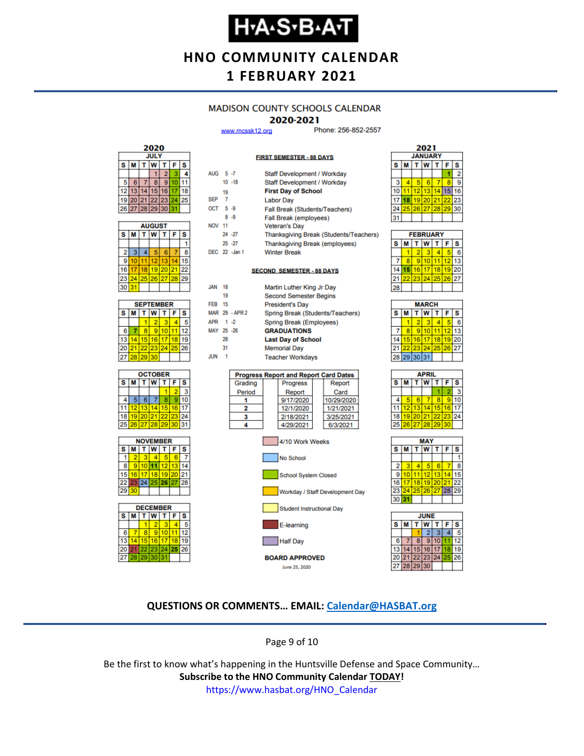# H·A·S·B·A·T

## HNO COMMUNITY CALENDAR
## 1 FEBRUARY 2021

### MADISON COUNTY SCHOOLS CALENDAR
### 2020-2021

www.mcssk12.org Phone: 256-852-2557

**FIRST SEMESTER - 88 DAYS**

| Date | Event |
|---|---|
| AUG 5 -7 | Staff Development / Workday |
| 10 -18 | Staff Development / Workday |
| 19 | **First Day of School** |
| SEP 7 | Labor Day |
| OCT 5 -9 | Fall Break (Students/Teachers) |
| 8 -9 | Fall Break (employees) |
| NOV 11 | Veteran's Day |
| 24 -27 | Thanksgiving Break (Students/Teachers) |
| 25 -27 | Thanksgiving Break (employees) |
| DEC 22 -Jan 1 | Winter Break |

**SECOND SEMESTER - 88 DAYS**

| Date | Event |
|---|---|
| JAN 18 | Martin Luther King Jr Day |
| 19 | Second Semester Begins |
| FEB 15 | President's Day |
| MAR 29 - APR 2 | Spring Break (Students/Teachers) |
| APR 1 -2 | Spring Break (Employees) |
| MAY 25 -26 | **GRADUATIONS** |
| 28 | **Last Day of School** |
| 31 | Memorial Day |
| JUN 1 | Teacher Workdays |

**Progress Report and Report Card Dates**

| Grading Period | Progress Report | Report Card |
|---|---|---|
| 1 | 9/17/2020 | 10/29/2020 |
| 2 | 12/1/2020 | 1/21/2021 |
| 3 | 2/18/2021 | 3/25/2021 |
| 4 | 4/29/2021 | 6/3/2021 |

Legend:
- 4/10 Work Weeks
- No School
- School System Closed
- Workday / Staff Development Day
- Student Instructional Day
- E-learning
- Half Day

**BOARD APPROVED**

June 25, 2020

**QUESTIONS OR COMMENTS… EMAIL: Calendar@HASBAT.org**

Be the first to know what's happening in the Huntsville Defense and Space Community…

**Subscribe to the HNO Community Calendar TODAY!**

https://www.hasbat.org/HNO_Calendar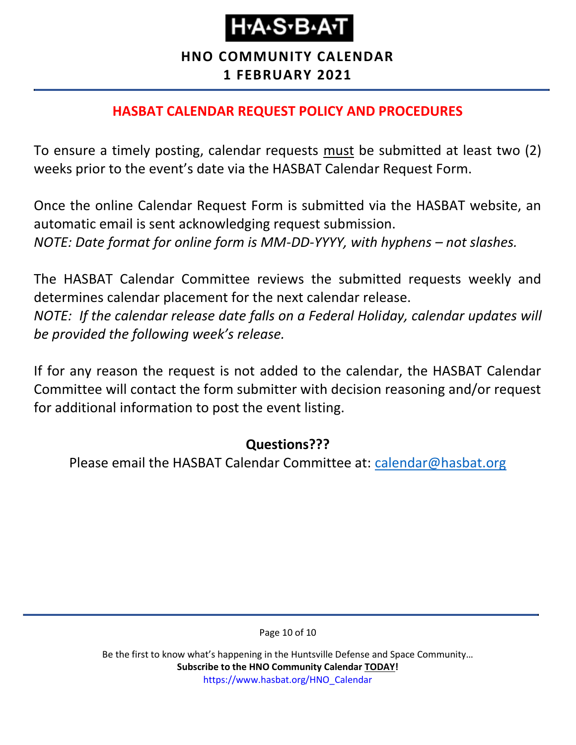# HASBAT CALENDAR REQUEST POLICY AND PROCEDURES

To ensure a timely posting, calendar requests must be submitted at least two (2) weeks prior to the event's date via the HASBAT Calendar Request Form.

Once the online Calendar Request Form is submitted via the HASBAT website, an automatic email is sent acknowledging request submission.
*NOTE: Date format for online form is MM-DD-YYYY, with hyphens – not slashes.*

The HASBAT Calendar Committee reviews the submitted requests weekly and determines calendar placement for the next calendar release.
*NOTE: If the calendar release date falls on a Federal Holiday, calendar updates will be provided the following week's release.*

If for any reason the request is not added to the calendar, the HASBAT Calendar Committee will contact the form submitter with decision reasoning and/or request for additional information to post the event listing.

**Questions???**

Please email the HASBAT Calendar Committee at: calendar@hasbat.org